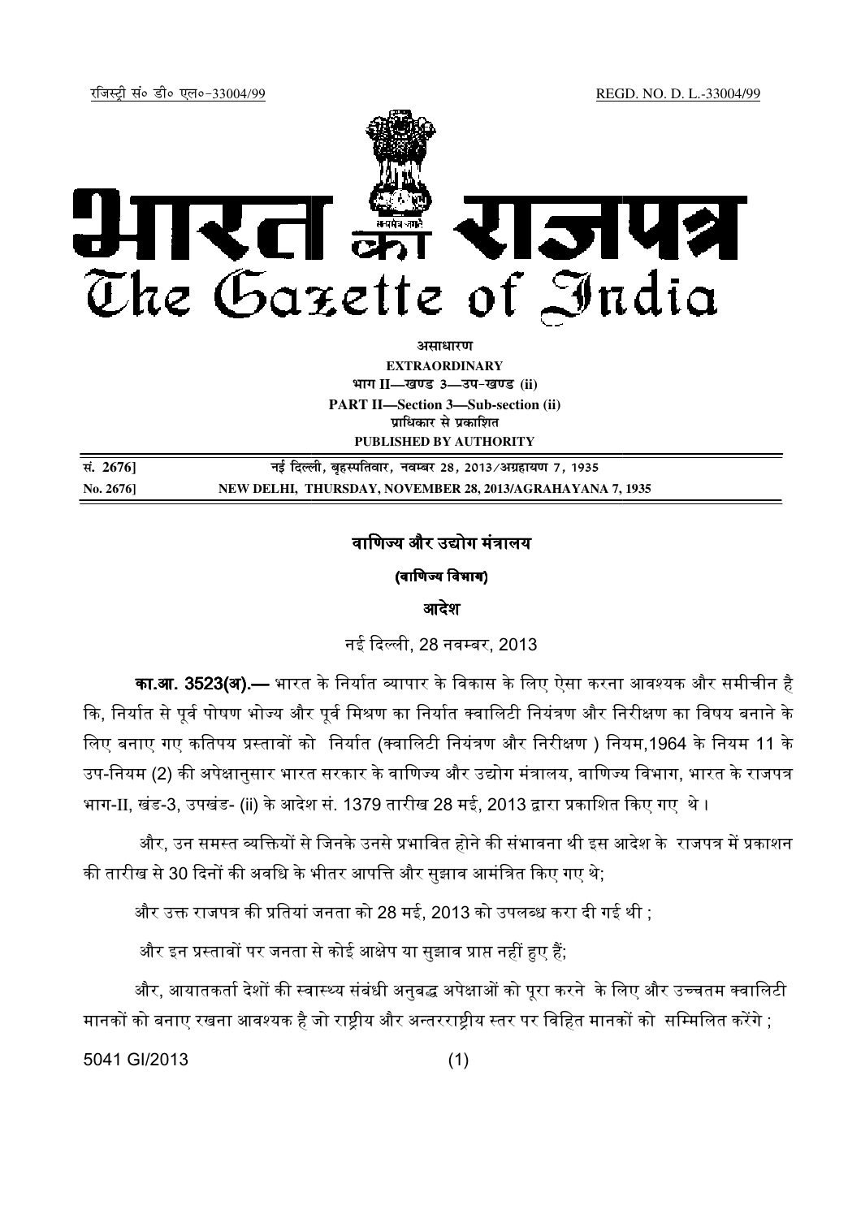रजिस्ट्री सं० डी० एल०-33004/99 REGD. NO. D. L.-33004/99

# भारत का राजपत्र
# The Gazette of India

**असाधारण**
**EXTRAORDINARY**
**भाग II—खण्ड 3—उप-खण्ड (ii)**
**PART II—Section 3—Sub-section (ii)**
**प्राधिकार से प्रकाशित**
**PUBLISHED BY AUTHORITY**

| | |
|---|---|
| **सं. 2676]** | **नई दिल्ली, बृहस्पतिवार, नवम्बर 28, 2013/अग्रहायण 7, 1935** |
| **No. 2676]** | **NEW DELHI, THURSDAY, NOVEMBER 28, 2013/AGRAHAYANA 7, 1935** |

## वाणिज्य और उद्योग मंत्रालय

### (वाणिज्य विभाग)

### आदेश

नई दिल्ली, 28 नवम्बर, 2013

**का.आ. 3523(अ).—** भारत के निर्यात व्यापार के विकास के लिए ऐसा करना आवश्यक और समीचीन है कि, निर्यात से पूर्व पोषण भोज्य और पूर्व मिश्रण का निर्यात क्वालिटी नियंत्रण और निरीक्षण का विषय बनाने के लिए बनाए गए कतिपय प्रस्तावों को निर्यात (क्वालिटी नियंत्रण और निरीक्षण ) नियम,1964 के नियम 11 के उप-नियम (2) की अपेक्षानुसार भारत सरकार के वाणिज्य और उद्योग मंत्रालय, वाणिज्य विभाग, भारत के राजपत्र भाग-II, खंड-3, उपखंड- (ii) के आदेश सं. 1379 तारीख 28 मई, 2013 द्वारा प्रकाशित किए गए थे ।

और, उन समस्त व्यक्तियों से जिनके उनसे प्रभावित होने की संभावना थी इस आदेश के राजपत्र में प्रकाशन की तारीख से 30 दिनों की अवधि के भीतर आपत्ति और सुझाव आमंत्रित किए गए थे;

और उक्त राजपत्र की प्रतियां जनता को 28 मई, 2013 को उपलब्ध करा दी गई थी ;

और इन प्रस्तावों पर जनता से कोई आक्षेप या सुझाव प्राप्त नहीं हुए हैं;

और, आयातकर्ता देशों की स्वास्थ्य संबंधी अनुबद्ध अपेक्षाओं को पूरा करने के लिए और उच्चतम क्वालिटी मानकों को बनाए रखना आवश्यक है जो राष्ट्रीय और अन्तरराष्ट्रीय स्तर पर विहित मानकों को सम्मिलित करेंगे ;

5041 GI/2013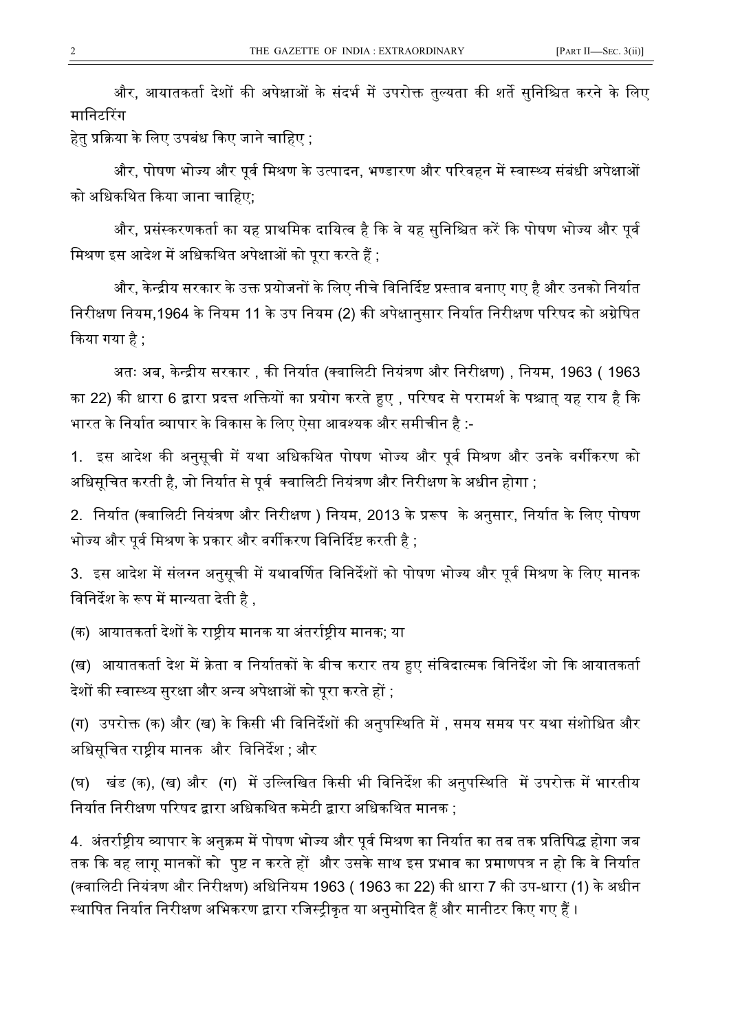और, आयातकर्ता देशों की अपेक्षाओं के संदर्भ में उपरोक्त तुल्यता की शर्ते सुनिश्चित करने के लिए मानिटरिंग हेतु प्रक्रिया के लिए उपबंध किए जाने चाहिए ;

और, पोषण भोज्य और पूर्व मिश्रण के उत्पादन, भण्डारण और परिवहन में स्वास्थ्य संबंधी अपेक्षाओं को अधिकथित किया जाना चाहिए;

और, प्रसंस्करणकर्ता का यह प्राथमिक दायित्व है कि वे यह सुनिश्चित करें कि पोषण भोज्य और पूर्व मिश्रण इस आदेश में अधिकथित अपेक्षाओं को पूरा करते हैं ;

और, केन्द्रीय सरकार के उक्त प्रयोजनों के लिए नीचे विनिर्दिष्ट प्रस्ताव बनाए गए है और उनको निर्यात निरीक्षण नियम,1964 के नियम 11 के उप नियम (2) की अपेक्षानुसार निर्यात निरीक्षण परिषद को अग्रेषित किया गया है ;

अतः अब, केन्द्रीय सरकार , की निर्यात (क्वालिटी नियंत्रण और निरीक्षण) , नियम, 1963 ( 1963 का 22) की धारा 6 द्वारा प्रदत्त शक्तियों का प्रयोग करते हुए , परिषद से परामर्श के पश्चात् यह राय है कि भारत के निर्यात व्यापार के विकास के लिए ऐसा आवश्यक और समीचीन है :-

1. इस आदेश की अनुसूची में यथा अधिकथित पोषण भोज्य और पूर्व मिश्रण और उनके वर्गीकरण को अधिसूचित करती है, जो निर्यात से पूर्व क्वालिटी नियंत्रण और निरीक्षण के अधीन होगा ;

2. निर्यात (क्वालिटी नियंत्रण और निरीक्षण ) नियम, 2013 के प्ररूप के अनुसार, निर्यात के लिए पोषण भोज्य और पूर्व मिश्रण के प्रकार और वर्गीकरण विनिर्दिष्ट करती है ;

3. इस आदेश में संलग्न अनुसूची में यथावर्णित विनिर्देशों को पोषण भोज्य और पूर्व मिश्रण के लिए मानक विनिर्देश के रूप में मान्यता देती है ,

(क) आयातकर्ता देशों के राष्ट्रीय मानक या अंतर्राष्ट्रीय मानक; या

(ख) आयातकर्ता देश में क्रेता व निर्यातकों के बीच करार तय हुए संविदात्मक विनिर्देश जो कि आयातकर्ता देशों की स्वास्थ्य सुरक्षा और अन्य अपेक्षाओं को पूरा करते हों ;

(ग) उपरोक्त (क) और (ख) के किसी भी विनिर्देशों की अनुपस्थिति में , समय समय पर यथा संशोधित और अधिसूचित राष्ट्रीय मानक और विनिर्देश ; और

(घ) खंड (क), (ख) और (ग) में उल्लिखित किसी भी विनिर्देश की अनुपस्थिति में उपरोक्त में भारतीय निर्यात निरीक्षण परिषद द्वारा अधिकथित कमेटी द्वारा अधिकथित मानक ;

4. अंतर्राष्ट्रीय व्यापार के अनुक्रम में पोषण भोज्य और पूर्व मिश्रण का निर्यात का तब तक प्रतिषिद्ध होगा जब तक कि वह लागू मानकों को पुष्ट न करते हों और उसके साथ इस प्रभाव का प्रमाणपत्र न हो कि वे निर्यात (क्वालिटी नियंत्रण और निरीक्षण) अधिनियम 1963 ( 1963 का 22) की धारा 7 की उप-धारा (1) के अधीन स्थापित निर्यात निरीक्षण अभिकरण द्वारा रजिस्ट्रीकृत या अनुमोदित हैं और मानीटर किए गए हैं ।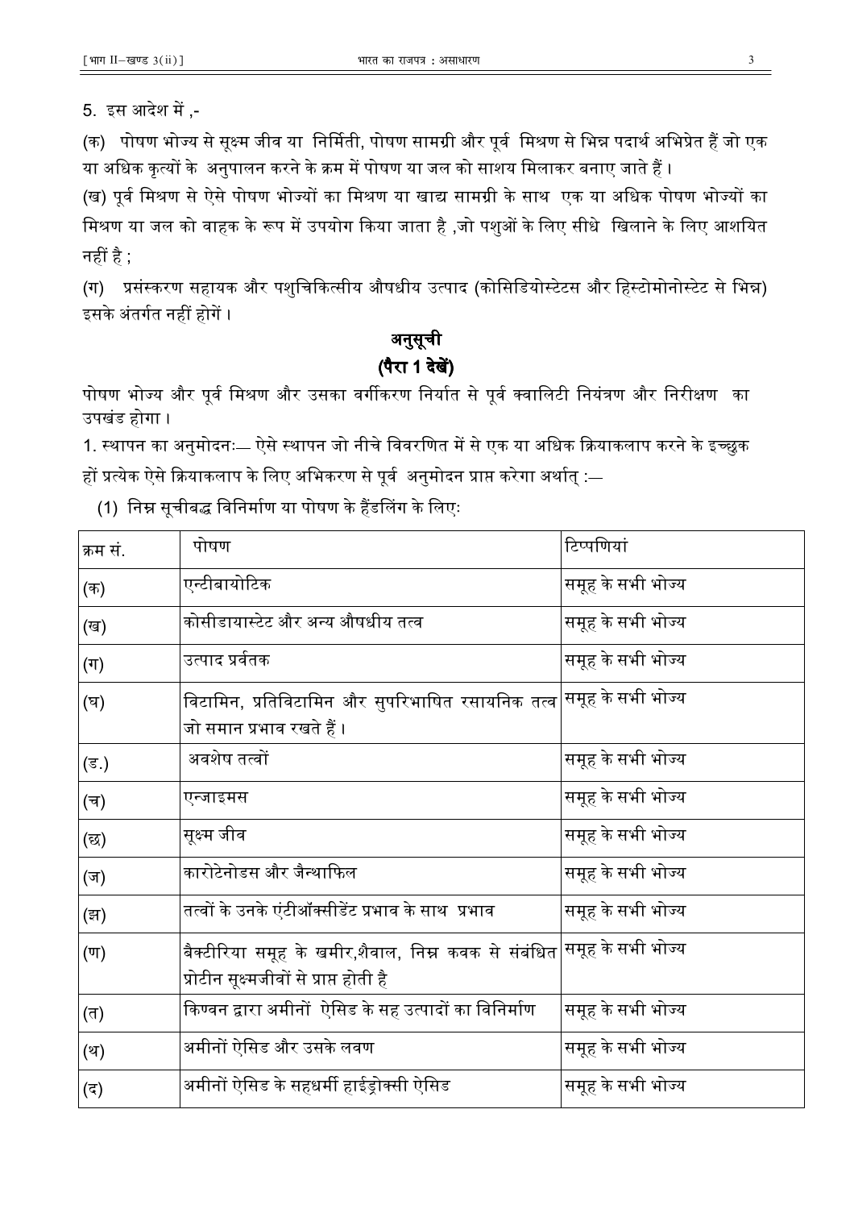5. इस आदेश में ,-

(क) पोषण भोज्य से सूक्ष्म जीव या निर्मिती, पोषण सामग्री और पूर्व मिश्रण से भिन्न पदार्थ अभिप्रेत हैं जो एक या अधिक कृत्यों के अनुपालन करने के क्रम में पोषण या जल को साशय मिलाकर बनाए जाते हैं ।

(ख) पूर्व मिश्रण से ऐसे पोषण भोज्यों का मिश्रण या खाद्य सामग्री के साथ एक या अधिक पोषण भोज्यों का मिश्रण या जल को वाहक के रूप में उपयोग किया जाता है ,जो पशुओं के लिए सीधे खिलाने के लिए आशयित नहीं है ;

(ग) प्रसंस्करण सहायक और पशुचिकित्सीय औषधीय उत्पाद (कोसिडियोस्टेटस और हिस्टोमोनोस्टेट से भिन्न) इसके अंतर्गत नहीं होगें ।

## अनुसूची
## (पैरा 1 देखें)

पोषण भोज्य और पूर्व मिश्रण और उसका वर्गीकरण निर्यात से पूर्व क्वालिटी नियंत्रण और निरीक्षण का उपखंड होगा ।

1. स्थापन का अनुमोदनः— ऐसे स्थापन जो नीचे विवरणित में से एक या अधिक क्रियाकलाप करने के इच्छुक हों प्रत्येक ऐसे क्रियाकलाप के लिए अभिकरण से पूर्व अनुमोदन प्राप्त करेगा अर्थात् :—

(1) निम्न सूचीबद्ध विनिर्माण या पोषण के हैंडलिंग के लिए:

| क्रम सं. | पोषण | टिप्पणियां |
|---|---|---|
| (क) | एन्टीबायोटिक | समूह के सभी भोज्य |
| (ख) | कोसीडायास्टेट और अन्य औषधीय तत्व | समूह के सभी भोज्य |
| (ग) | उत्पाद प्रवर्तक | समूह के सभी भोज्य |
| (घ) | विटामिन, प्रतिविटामिन और सुपरिभाषित रसायनिक तत्व जो समान प्रभाव रखते हैं । | समूह के सभी भोज्य |
| (ड.) | अवशेष तत्वों | समूह के सभी भोज्य |
| (च) | एन्जाइमस | समूह के सभी भोज्य |
| (छ) | सूक्ष्म जीव | समूह के सभी भोज्य |
| (ज) | कारोटेनोडस और जैन्थाफिल | समूह के सभी भोज्य |
| (झ) | तत्वों के उनके एंटीऑक्सीडेंट प्रभाव के साथ प्रभाव | समूह के सभी भोज्य |
| (ण) | बैक्टीरिया समूह के खमीर,शैवाल, निम्न कवक से संबंधित प्रोटीन सूक्ष्मजीवों से प्राप्त होती है | समूह के सभी भोज्य |
| (त) | किण्वन द्वारा अमीनों ऐसिड के सह उत्पादों का विनिर्माण | समूह के सभी भोज्य |
| (थ) | अमीनों ऐसिड और उसके लवण | समूह के सभी भोज्य |
| (द) | अमीनों ऐसिड के सहधर्मी हाईड्रोक्सी ऐसिड | समूह के सभी भोज्य |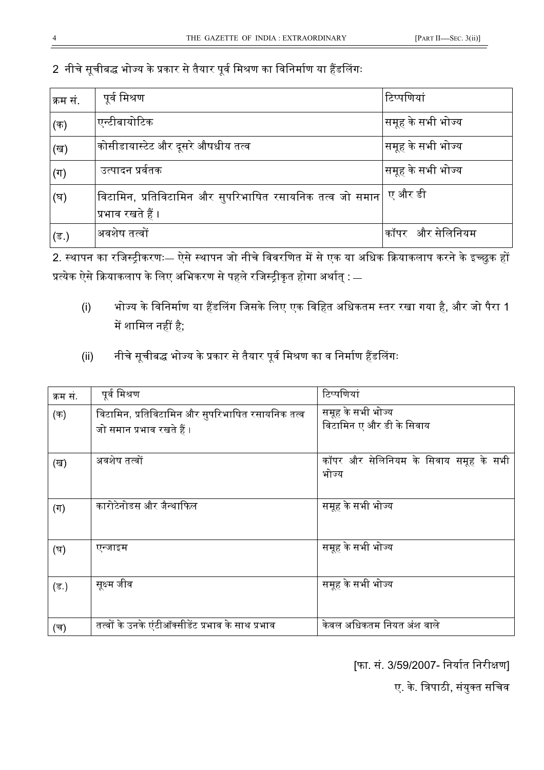2 नीचे सूचीबद्ध भोज्य के प्रकार से तैयार पूर्व मिश्रण का विनिर्माण या हैंडलिंगः

| क्रम सं. | पूर्व मिश्रण | टिप्पणियां |
|---|---|---|
| (क) | एन्टीबायोटिक | समूह के सभी भोज्य |
| (ख) | कोसीडायास्टेट और दूसरे औषधीय तत्व | समूह के सभी भोज्य |
| (ग) | उत्पादन प्रर्वतक | समूह के सभी भोज्य |
| (घ) | विटामिन, प्रतिविटामिन और सुपरिभाषित रसायनिक तत्व जो समान प्रभाव रखते हैं। | ए और डी |
| (ड.) | अवशेष तत्वों | कॉपर और सेलिनियम |

2. स्थापन का रजिस्ट्रीकरणः— ऐसे स्थापन जो नीचे विवरणित में से एक या अधिक क्रियाकलाप करने के इच्छुक हों प्रत्येक ऐसे क्रियाकलाप के लिए अभिकरण से पहले रजिस्ट्रीकृत होगा अर्थात् : —

(i) भोज्य के विनिर्माण या हैंडलिंग जिसके लिए एक विहित अधिकतम स्तर रखा गया है, और जो पैरा 1 में शामिल नहीं है;

(ii) नीचे सूचीबद्ध भोज्य के प्रकार से तैयार पूर्व मिश्रण का व निर्माण हैंडलिंगः

| क्रम सं. | पूर्व मिश्रण | टिप्पणियां |
|---|---|---|
| (क) | विटामिन, प्रतिविटामिन और सुपरिभाषित रसायनिक तत्व जो समान प्रभाव रखते हैं। | समूह के सभी भोज्य<br>विटामिन ए और डी के सिवाय |
| (ख) | अवशेष तत्वों | कॉपर और सेलिनियम के सिवाय समूह के सभी भोज्य |
| (ग) | कारोटेनोडस और जैन्थाफिल | समूह के सभी भोज्य |
| (घ) | एन्जाइम | समूह के सभी भोज्य |
| (ड.) | सूक्ष्म जीव | समूह के सभी भोज्य |
| (च) | तत्वों के उनके एंटीऑक्सीडेंट प्रभाव के साथ प्रभाव | केवल अधिकतम नियत अंश वाले |

[फा. सं. 3/59/2007- निर्यात निरीक्षण]

ए. के. त्रिपाठी, संयुक्त सचिव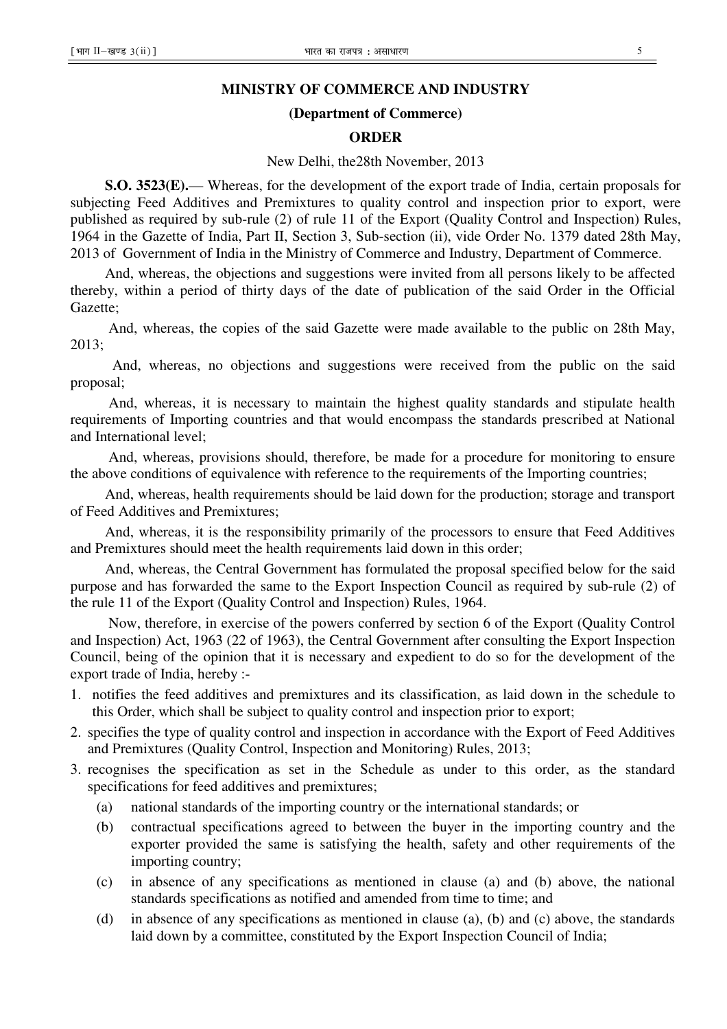## MINISTRY OF COMMERCE AND INDUSTRY

### (Department of Commerce)

### ORDER

New Delhi, the28th November, 2013

**S.O. 3523(E).**— Whereas, for the development of the export trade of India, certain proposals for subjecting Feed Additives and Premixtures to quality control and inspection prior to export, were published as required by sub-rule (2) of rule 11 of the Export (Quality Control and Inspection) Rules, 1964 in the Gazette of India, Part II, Section 3, Sub-section (ii), vide Order No. 1379 dated 28th May, 2013 of Government of India in the Ministry of Commerce and Industry, Department of Commerce.

And, whereas, the objections and suggestions were invited from all persons likely to be affected thereby, within a period of thirty days of the date of publication of the said Order in the Official Gazette;

And, whereas, the copies of the said Gazette were made available to the public on 28th May, 2013;

And, whereas, no objections and suggestions were received from the public on the said proposal;

And, whereas, it is necessary to maintain the highest quality standards and stipulate health requirements of Importing countries and that would encompass the standards prescribed at National and International level;

And, whereas, provisions should, therefore, be made for a procedure for monitoring to ensure the above conditions of equivalence with reference to the requirements of the Importing countries;

And, whereas, health requirements should be laid down for the production; storage and transport of Feed Additives and Premixtures;

And, whereas, it is the responsibility primarily of the processors to ensure that Feed Additives and Premixtures should meet the health requirements laid down in this order;

And, whereas, the Central Government has formulated the proposal specified below for the said purpose and has forwarded the same to the Export Inspection Council as required by sub-rule (2) of the rule 11 of the Export (Quality Control and Inspection) Rules, 1964.

Now, therefore, in exercise of the powers conferred by section 6 of the Export (Quality Control and Inspection) Act, 1963 (22 of 1963), the Central Government after consulting the Export Inspection Council, being of the opinion that it is necessary and expedient to do so for the development of the export trade of India, hereby :-

1. notifies the feed additives and premixtures and its classification, as laid down in the schedule to this Order, which shall be subject to quality control and inspection prior to export;
2. specifies the type of quality control and inspection in accordance with the Export of Feed Additives and Premixtures (Quality Control, Inspection and Monitoring) Rules, 2013;
3. recognises the specification as set in the Schedule as under to this order, as the standard specifications for feed additives and premixtures;
   - (a) national standards of the importing country or the international standards; or
   - (b) contractual specifications agreed to between the buyer in the importing country and the exporter provided the same is satisfying the health, safety and other requirements of the importing country;
   - (c) in absence of any specifications as mentioned in clause (a) and (b) above, the national standards specifications as notified and amended from time to time; and
   - (d) in absence of any specifications as mentioned in clause (a), (b) and (c) above, the standards laid down by a committee, constituted by the Export Inspection Council of India;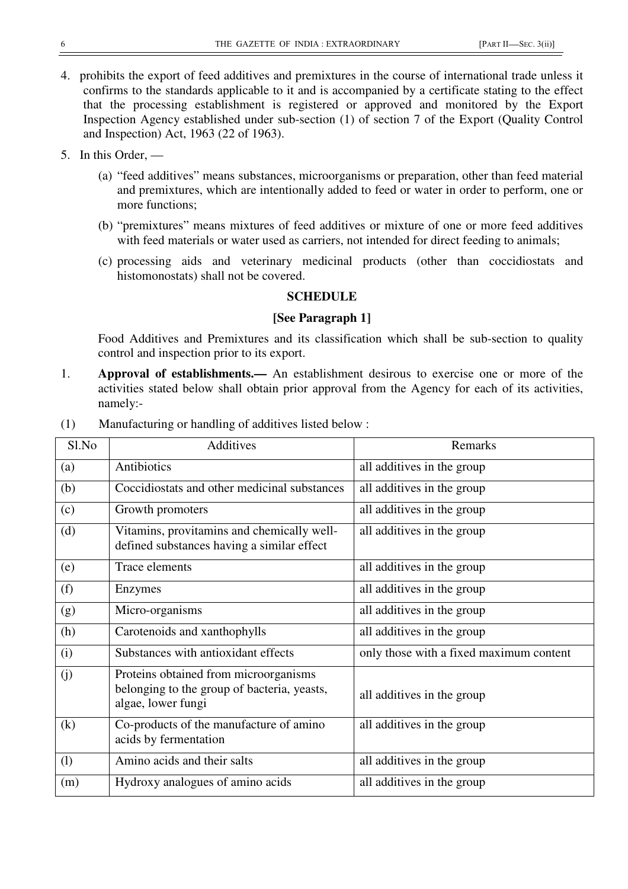4. prohibits the export of feed additives and premixtures in the course of international trade unless it confirms to the standards applicable to it and is accompanied by a certificate stating to the effect that the processing establishment is registered or approved and monitored by the Export Inspection Agency established under sub-section (1) of section 7 of the Export (Quality Control and Inspection) Act, 1963 (22 of 1963).

5. In this Order, —

   (a) "feed additives" means substances, microorganisms or preparation, other than feed material and premixtures, which are intentionally added to feed or water in order to perform, one or more functions;

   (b) "premixtures" means mixtures of feed additives or mixture of one or more feed additives with feed materials or water used as carriers, not intended for direct feeding to animals;

   (c) processing aids and veterinary medicinal products (other than coccidiostats and histomonostats) shall not be covered.

**SCHEDULE**

**[See Paragraph 1]**

Food Additives and Premixtures and its classification which shall be sub-section to quality control and inspection prior to its export.

1. **Approval of establishments.—** An establishment desirous to exercise one or more of the activities stated below shall obtain prior approval from the Agency for each of its activities, namely:-

(1) Manufacturing or handling of additives listed below :

| Sl.No | Additives | Remarks |
|---|---|---|
| (a) | Antibiotics | all additives in the group |
| (b) | Coccidiostats and other medicinal substances | all additives in the group |
| (c) | Growth promoters | all additives in the group |
| (d) | Vitamins, provitamins and chemically well-defined substances having a similar effect | all additives in the group |
| (e) | Trace elements | all additives in the group |
| (f) | Enzymes | all additives in the group |
| (g) | Micro-organisms | all additives in the group |
| (h) | Carotenoids and xanthophylls | all additives in the group |
| (i) | Substances with antioxidant effects | only those with a fixed maximum content |
| (j) | Proteins obtained from microorganisms belonging to the group of bacteria, yeasts, algae, lower fungi | all additives in the group |
| (k) | Co-products of the manufacture of amino acids by fermentation | all additives in the group |
| (l) | Amino acids and their salts | all additives in the group |
| (m) | Hydroxy analogues of amino acids | all additives in the group |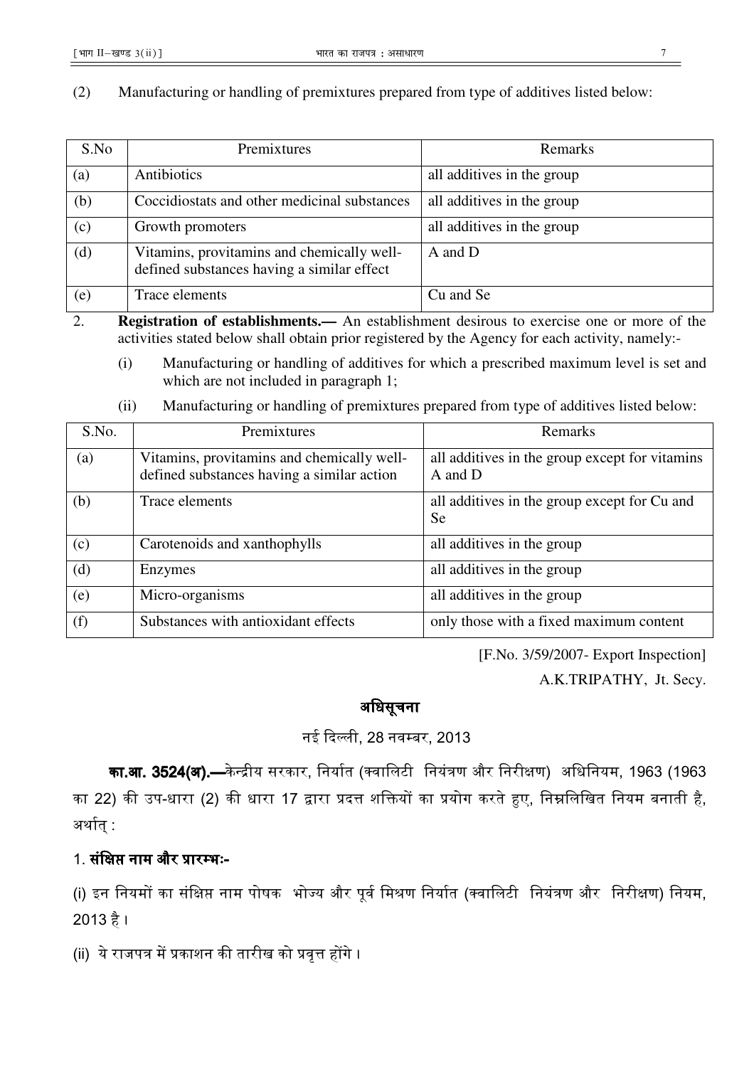(2) Manufacturing or handling of premixtures prepared from type of additives listed below:

| S.No | Premixtures | Remarks |
|---|---|---|
| (a) | Antibiotics | all additives in the group |
| (b) | Coccidiostats and other medicinal substances | all additives in the group |
| (c) | Growth promoters | all additives in the group |
| (d) | Vitamins, provitamins and chemically well-defined substances having a similar effect | A and D |
| (e) | Trace elements | Cu and Se |

2. **Registration of establishments.—** An establishment desirous to exercise one or more of the activities stated below shall obtain prior registered by the Agency for each activity, namely:-

(i) Manufacturing or handling of additives for which a prescribed maximum level is set and which are not included in paragraph 1;

(ii) Manufacturing or handling of premixtures prepared from type of additives listed below:

| S.No. | Premixtures | Remarks |
|---|---|---|
| (a) | Vitamins, provitamins and chemically well-defined substances having a similar action | all additives in the group except for vitamins A and D |
| (b) | Trace elements | all additives in the group except for Cu and Se |
| (c) | Carotenoids and xanthophylls | all additives in the group |
| (d) | Enzymes | all additives in the group |
| (e) | Micro-organisms | all additives in the group |
| (f) | Substances with antioxidant effects | only those with a fixed maximum content |

[F.No. 3/59/2007- Export Inspection]

A.K.TRIPATHY, Jt. Secy.

## अधिसूचना

नई दिल्ली, 28 नवम्बर, 2013

**का.आ. 3524(अ).—**केन्द्रीय सरकार, निर्यात (क्वालिटी नियंत्रण और निरीक्षण) अधिनियम, 1963 (1963 का 22) की उप-धारा (2) की धारा 17 द्वारा प्रदत्त शक्तियों का प्रयोग करते हुए, निम्नलिखित नियम बनाती है, अर्थात् :

1. **संक्षिप्त नाम और प्रारम्भः-**

(i) इन नियमों का संक्षिप्त नाम पोषक भोज्य और पूर्व मिश्रण निर्यात (क्वालिटी नियंत्रण और निरीक्षण) नियम, 2013 है।

(ii) ये राजपत्र में प्रकाशन की तारीख को प्रवृत्त होंगे।